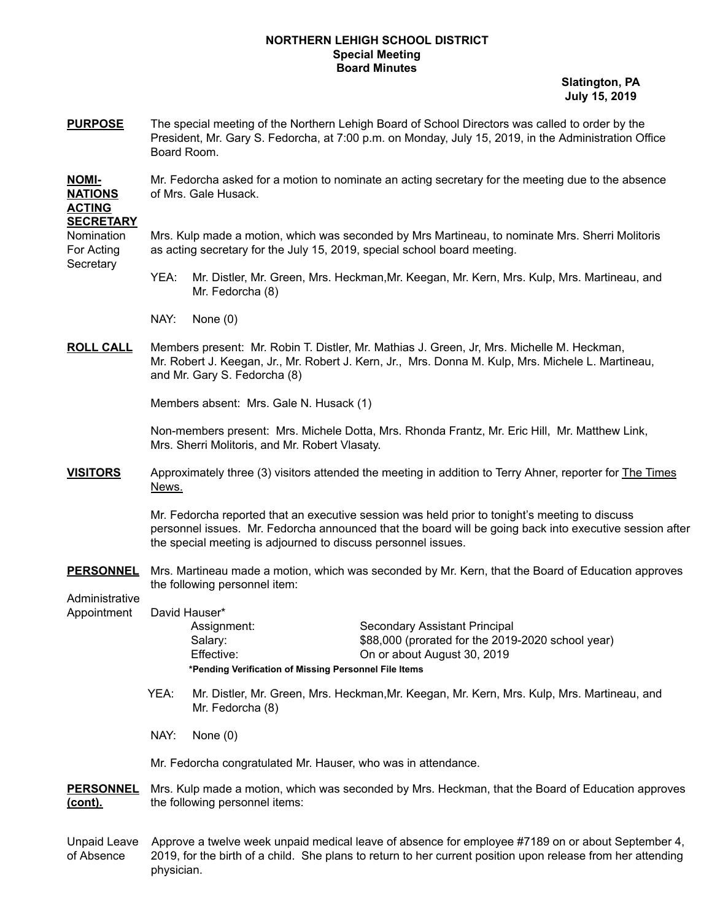# NORTHERN LEHIGH SCHOOL DISTRICT
## Special Meeting
## Board Minutes

**Slatington, PA**
**July 15, 2019**

**PURPOSE**

The special meeting of the Northern Lehigh Board of School Directors was called to order by the President, Mr. Gary S. Fedorcha, at 7:00 p.m. on Monday, July 15, 2019, in the Administration Office Board Room.

**NOMINATIONS ACTING SECRETARY**

Mr. Fedorcha asked for a motion to nominate an acting secretary for the meeting due to the absence of Mrs. Gale Husack.

Nomination For Acting Secretary

Mrs. Kulp made a motion, which was seconded by Mrs Martineau, to nominate Mrs. Sherri Molitoris as acting secretary for the July 15, 2019, special school board meeting.

YEA: Mr. Distler, Mr. Green, Mrs. Heckman,Mr. Keegan, Mr. Kern, Mrs. Kulp, Mrs. Martineau, and Mr. Fedorcha (8)

NAY: None (0)

**ROLL CALL**

Members present: Mr. Robin T. Distler, Mr. Mathias J. Green, Jr, Mrs. Michelle M. Heckman, Mr. Robert J. Keegan, Jr., Mr. Robert J. Kern, Jr., Mrs. Donna M. Kulp, Mrs. Michele L. Martineau, and Mr. Gary S. Fedorcha (8)

Members absent: Mrs. Gale N. Husack (1)

Non-members present: Mrs. Michele Dotta, Mrs. Rhonda Frantz, Mr. Eric Hill, Mr. Matthew Link, Mrs. Sherri Molitoris, and Mr. Robert Vlasaty.

**VISITORS**

Approximately three (3) visitors attended the meeting in addition to Terry Ahner, reporter for The Times News.

Mr. Fedorcha reported that an executive session was held prior to tonight's meeting to discuss personnel issues. Mr. Fedorcha announced that the board will be going back into executive session after the special meeting is adjourned to discuss personnel issues.

**PERSONNEL**

Mrs. Martineau made a motion, which was seconded by Mr. Kern, that the Board of Education approves the following personnel item:

Administrative Appointment

David Hauser*

| | |
|---|---|
| Assignment: | Secondary Assistant Principal |
| Salary: | $88,000 (prorated for the 2019-2020 school year) |
| Effective: | On or about August 30, 2019 |

***Pending Verification of Missing Personnel File Items**

YEA: Mr. Distler, Mr. Green, Mrs. Heckman,Mr. Keegan, Mr. Kern, Mrs. Kulp, Mrs. Martineau, and Mr. Fedorcha (8)

NAY: None (0)

Mr. Fedorcha congratulated Mr. Hauser, who was in attendance.

**PERSONNEL (cont).**

Mrs. Kulp made a motion, which was seconded by Mrs. Heckman, that the Board of Education approves the following personnel items:

Unpaid Leave of Absence

Approve a twelve week unpaid medical leave of absence for employee #7189 on or about September 4, 2019, for the birth of a child. She plans to return to her current position upon release from her attending physician.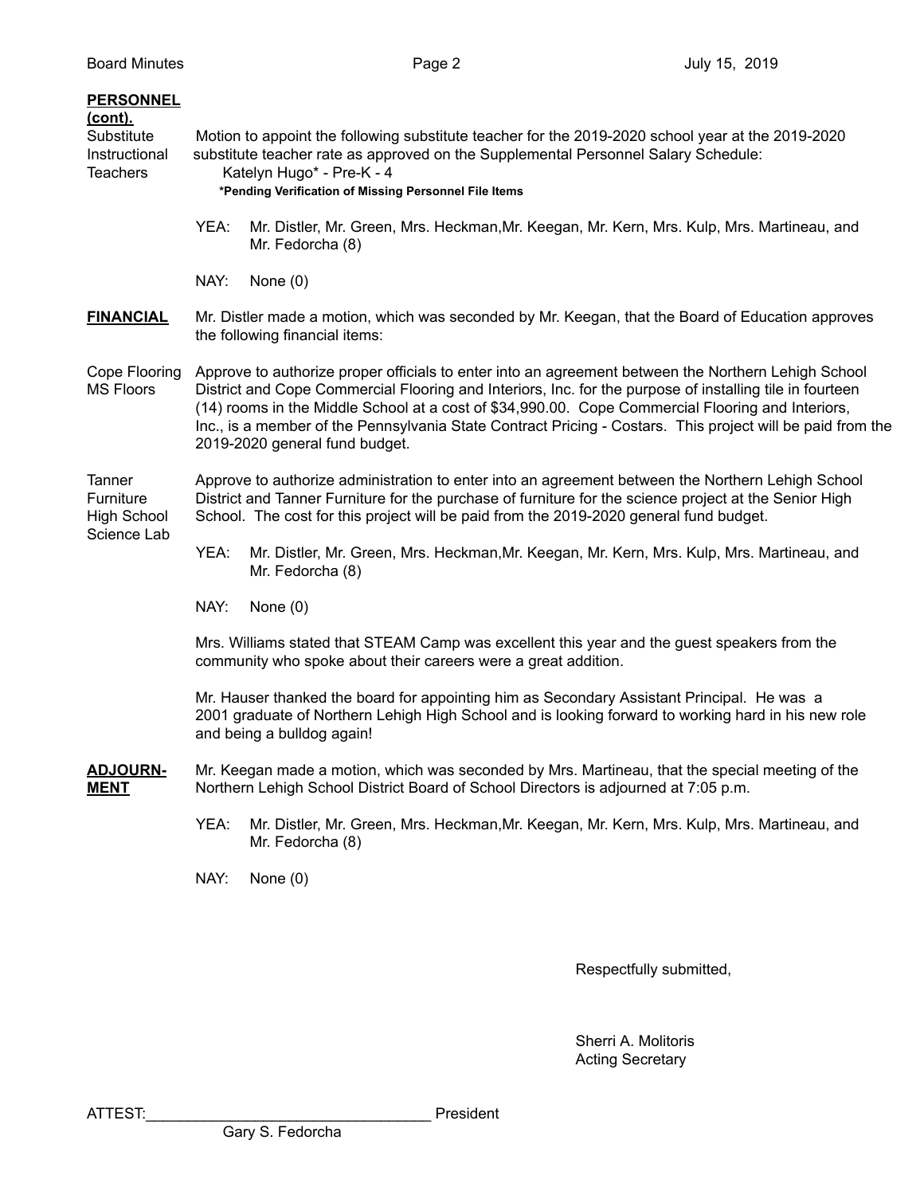**PERSONNEL (cont).**

Substitute Instructional Teachers

Motion to appoint the following substitute teacher for the 2019-2020 school year at the 2019-2020 substitute teacher rate as approved on the Supplemental Personnel Salary Schedule:

Katelyn Hugo* - Pre-K - 4

**\*Pending Verification of Missing Personnel File Items**

YEA: Mr. Distler, Mr. Green, Mrs. Heckman,Mr. Keegan, Mr. Kern, Mrs. Kulp, Mrs. Martineau, and Mr. Fedorcha (8)

NAY: None (0)

**FINANCIAL**

Mr. Distler made a motion, which was seconded by Mr. Keegan, that the Board of Education approves the following financial items:

Cope Flooring MS Floors

Approve to authorize proper officials to enter into an agreement between the Northern Lehigh School District and Cope Commercial Flooring and Interiors, Inc. for the purpose of installing tile in fourteen (14) rooms in the Middle School at a cost of $34,990.00. Cope Commercial Flooring and Interiors, Inc., is a member of the Pennsylvania State Contract Pricing - Costars. This project will be paid from the 2019-2020 general fund budget.

Tanner Furniture High School Science Lab

Approve to authorize administration to enter into an agreement between the Northern Lehigh School District and Tanner Furniture for the purchase of furniture for the science project at the Senior High School. The cost for this project will be paid from the 2019-2020 general fund budget.

YEA: Mr. Distler, Mr. Green, Mrs. Heckman,Mr. Keegan, Mr. Kern, Mrs. Kulp, Mrs. Martineau, and Mr. Fedorcha (8)

NAY: None (0)

Mrs. Williams stated that STEAM Camp was excellent this year and the guest speakers from the community who spoke about their careers were a great addition.

Mr. Hauser thanked the board for appointing him as Secondary Assistant Principal. He was a 2001 graduate of Northern Lehigh High School and is looking forward to working hard in his new role and being a bulldog again!

**ADJOURNMENT**

Mr. Keegan made a motion, which was seconded by Mrs. Martineau, that the special meeting of the Northern Lehigh School District Board of School Directors is adjourned at 7:05 p.m.

YEA: Mr. Distler, Mr. Green, Mrs. Heckman,Mr. Keegan, Mr. Kern, Mrs. Kulp, Mrs. Martineau, and Mr. Fedorcha (8)

NAY: None (0)

Respectfully submitted,

Sherri A. Molitoris
Acting Secretary

ATTEST:__________________________________ President
Gary S. Fedorcha